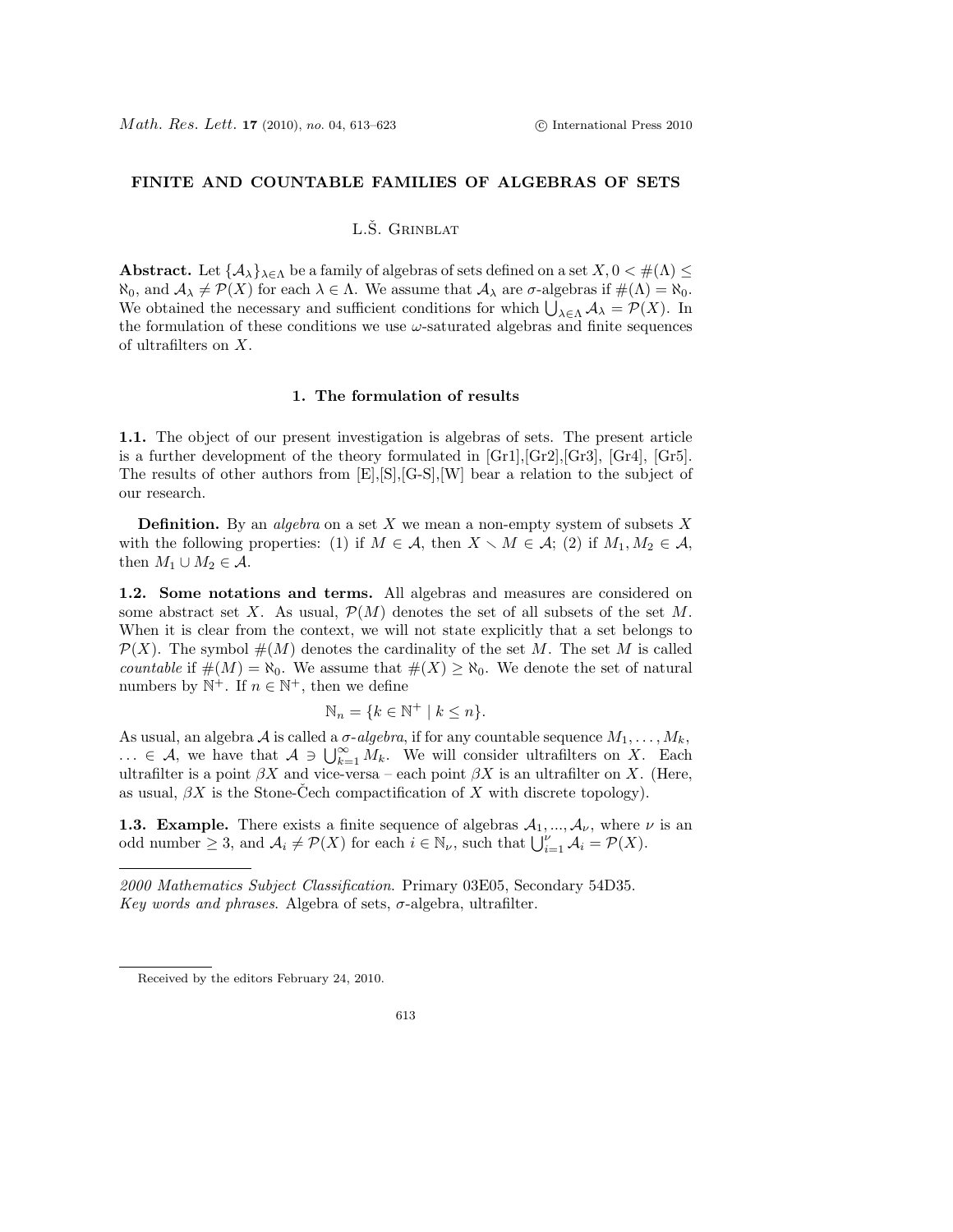# FINITE AND COUNTABLE FAMILIES OF ALGEBRAS OF SETS

L.Š. Grinblat

**Abstract.** Let $\{\mathcal{A}_\lambda\}_{\lambda\in\Lambda}$ be a family of algebras of sets defined on a set $X, 0 < \#(\Lambda) \leq \aleph_0$, and $\mathcal{A}_\lambda \neq \mathcal{P}(X)$ for each $\lambda \in \Lambda$. We assume that $\mathcal{A}_\lambda$ are $\sigma$-algebras if $\#(\Lambda) = \aleph_0$. We obtained the necessary and sufficient conditions for which $\bigcup_{\lambda\in\Lambda} \mathcal{A}_\lambda = \mathcal{P}(X)$. In the formulation of these conditions we use $\omega$-saturated algebras and finite sequences of ultrafilters on $X$.

## 1. The formulation of results

**1.1.** The object of our present investigation is algebras of sets. The present article is a further development of the theory formulated in [Gr1],[Gr2],[Gr3], [Gr4], [Gr5]. The results of other authors from [E],[S],[G-S],[W] bear a relation to the subject of our research.

**Definition.** By an *algebra* on a set $X$ we mean a non-empty system of subsets $X$ with the following properties: (1) if $M \in \mathcal{A}$, then $X \setminus M \in \mathcal{A}$; (2) if $M_1, M_2 \in \mathcal{A}$, then $M_1 \cup M_2 \in \mathcal{A}$.

**1.2. Some notations and terms.** All algebras and measures are considered on some abstract set $X$. As usual, $\mathcal{P}(M)$ denotes the set of all subsets of the set $M$. When it is clear from the context, we will not state explicitly that a set belongs to $\mathcal{P}(X)$. The symbol $\#(M)$ denotes the cardinality of the set $M$. The set $M$ is called *countable* if $\#(M) = \aleph_0$. We assume that $\#(X) \geq \aleph_0$. We denote the set of natural numbers by $\mathbb{N}^+$. If $n \in \mathbb{N}^+$, then we define

$$\mathbb{N}_n = \{k \in \mathbb{N}^+ \mid k \leq n\}.$$

As usual, an algebra $\mathcal{A}$ is called a *$\sigma$-algebra*, if for any countable sequence $M_1, \ldots, M_k, \ldots \in \mathcal{A}$, we have that $\mathcal{A} \ni \bigcup_{k=1}^{\infty} M_k$. We will consider ultrafilters on $X$. Each ultrafilter is a point $\beta X$ and vice-versa – each point $\beta X$ is an ultrafilter on $X$. (Here, as usual, $\beta X$ is the Stone-Čech compactification of $X$ with discrete topology).

**1.3. Example.** There exists a finite sequence of algebras $\mathcal{A}_1, ..., \mathcal{A}_\nu$, where $\nu$ is an odd number $\geq 3$, and $\mathcal{A}_i \neq \mathcal{P}(X)$ for each $i \in \mathbb{N}_\nu$, such that $\bigcup_{i=1}^{\nu} \mathcal{A}_i = \mathcal{P}(X)$.

---

*2000 Mathematics Subject Classification.* Primary 03E05, Secondary 54D35.
*Key words and phrases.* Algebra of sets, $\sigma$-algebra, ultrafilter.

---

Received by the editors February 24, 2010.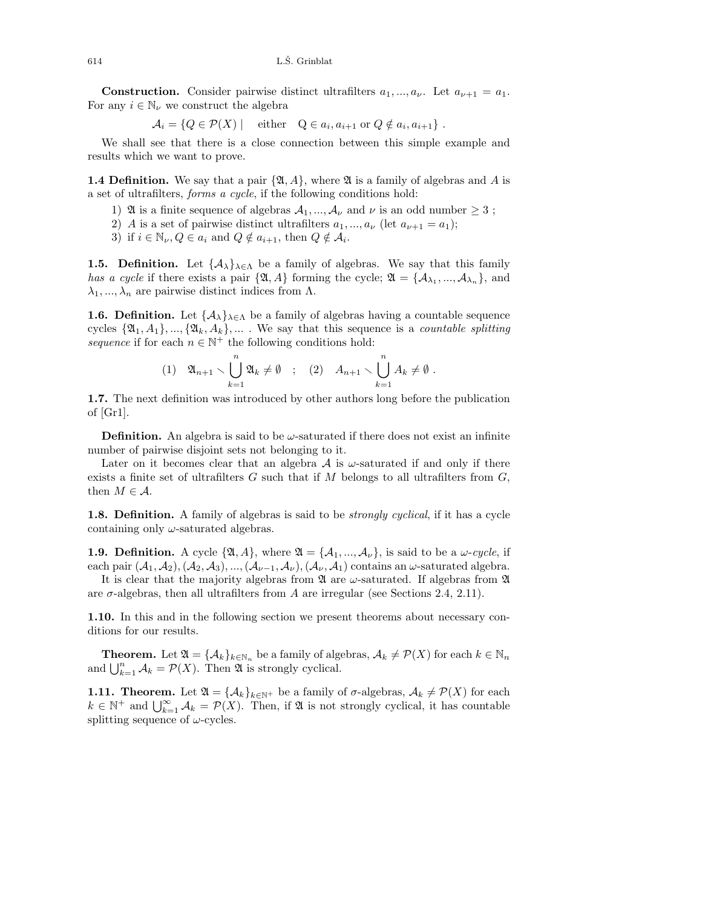**Construction.** Consider pairwise distinct ultrafilters $a_1, ..., a_\nu$. Let $a_{\nu+1} = a_1$. For any $i \in \mathbb{N}_\nu$ we construct the algebra

$$\mathcal{A}_i = \{Q \in \mathcal{P}(X) \mid \quad \text{either} \quad Q \in a_i, a_{i+1} \text{ or } Q \notin a_i, a_{i+1}\} \ .$$

We shall see that there is a close connection between this simple example and results which we want to prove.

**1.4 Definition.** We say that a pair $\{\mathfrak{A}, A\}$, where $\mathfrak{A}$ is a family of algebras and $A$ is a set of ultrafilters, *forms a cycle*, if the following conditions hold:

1) $\mathfrak{A}$ is a finite sequence of algebras $\mathcal{A}_1, ..., \mathcal{A}_\nu$ and $\nu$ is an odd number $\geq 3$ ;
2) $A$ is a set of pairwise distinct ultrafilters $a_1, ..., a_\nu$ (let $a_{\nu+1} = a_1$);
3) if $i \in \mathbb{N}_\nu, Q \in a_i$ and $Q \notin a_{i+1}$, then $Q \notin \mathcal{A}_i$.

**1.5. Definition.** Let $\{\mathcal{A}_\lambda\}_{\lambda \in \Lambda}$ be a family of algebras. We say that this family *has a cycle* if there exists a pair $\{\mathfrak{A}, A\}$ forming the cycle; $\mathfrak{A} = \{\mathcal{A}_{\lambda_1}, ..., \mathcal{A}_{\lambda_n}\}$, and $\lambda_1, ..., \lambda_n$ are pairwise distinct indices from $\Lambda$.

**1.6. Definition.** Let $\{\mathcal{A}_\lambda\}_{\lambda \in \Lambda}$ be a family of algebras having a countable sequence cycles $\{\mathfrak{A}_1, A_1\}, ..., \{\mathfrak{A}_k, A_k\}, ...$ . We say that this sequence is a *countable splitting sequence* if for each $n \in \mathbb{N}^+$ the following conditions hold:

$$(1) \quad \mathfrak{A}_{n+1} \setminus \bigcup_{k=1}^{n} \mathfrak{A}_k \neq \emptyset \quad ; \quad (2) \quad A_{n+1} \setminus \bigcup_{k=1}^{n} A_k \neq \emptyset \ .$$

**1.7.** The next definition was introduced by other authors long before the publication of [Gr1].

**Definition.** An algebra is said to be $\omega$-saturated if there does not exist an infinite number of pairwise disjoint sets not belonging to it.

Later on it becomes clear that an algebra $\mathcal{A}$ is $\omega$-saturated if and only if there exists a finite set of ultrafilters $G$ such that if $M$ belongs to all ultrafilters from $G$, then $M \in \mathcal{A}$.

**1.8. Definition.** A family of algebras is said to be *strongly cyclical*, if it has a cycle containing only $\omega$-saturated algebras.

**1.9. Definition.** A cycle $\{\mathfrak{A}, A\}$, where $\mathfrak{A} = \{\mathcal{A}_1, ..., \mathcal{A}_\nu\}$, is said to be a *$\omega$-cycle*, if each pair $(\mathcal{A}_1, \mathcal{A}_2), (\mathcal{A}_2, \mathcal{A}_3), ..., (\mathcal{A}_{\nu-1}, \mathcal{A}_\nu), (\mathcal{A}_\nu, \mathcal{A}_1)$ contains an $\omega$-saturated algebra.

It is clear that the majority algebras from $\mathfrak{A}$ are $\omega$-saturated. If algebras from $\mathfrak{A}$ are $\sigma$-algebras, then all ultrafilters from $A$ are irregular (see Sections 2.4, 2.11).

**1.10.** In this and in the following section we present theorems about necessary conditions for our results.

**Theorem.** Let $\mathfrak{A} = \{\mathcal{A}_k\}_{k \in \mathbb{N}_n}$ be a family of algebras, $\mathcal{A}_k \neq \mathcal{P}(X)$ for each $k \in \mathbb{N}_n$ and $\bigcup_{k=1}^{n} \mathcal{A}_k = \mathcal{P}(X)$. Then $\mathfrak{A}$ is strongly cyclical.

**1.11. Theorem.** Let $\mathfrak{A} = \{\mathcal{A}_k\}_{k \in \mathbb{N}^+}$ be a family of $\sigma$-algebras, $\mathcal{A}_k \neq \mathcal{P}(X)$ for each $k \in \mathbb{N}^+$ and $\bigcup_{k=1}^{\infty} \mathcal{A}_k = \mathcal{P}(X)$. Then, if $\mathfrak{A}$ is not strongly cyclical, it has countable splitting sequence of $\omega$-cycles.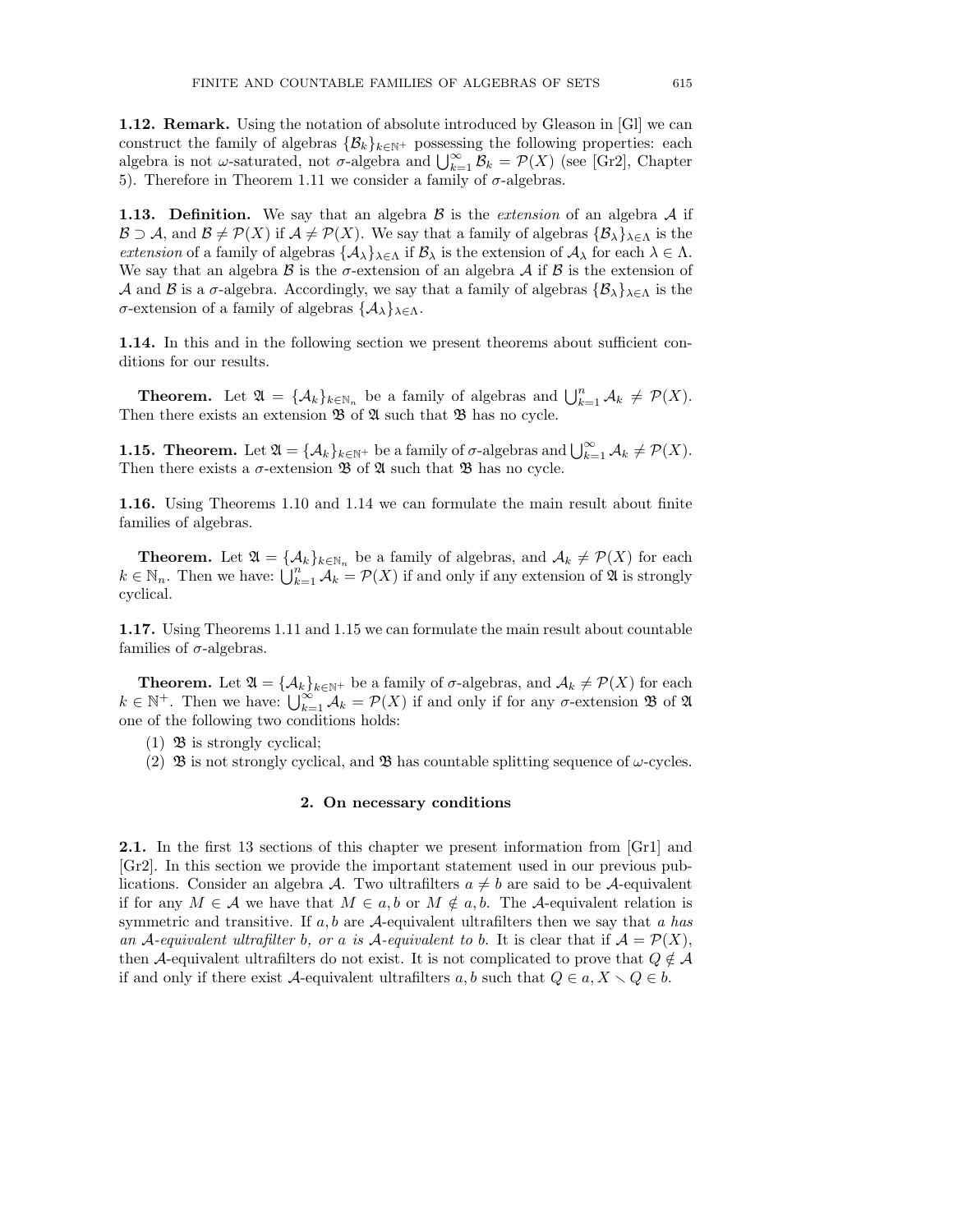**1.12. Remark.** Using the notation of absolute introduced by Gleason in [Gl] we can construct the family of algebras $\{\mathcal{B}_k\}_{k\in\mathbb{N}^+}$ possessing the following properties: each algebra is not $\omega$-saturated, not $\sigma$-algebra and $\bigcup_{k=1}^{\infty}\mathcal{B}_k = \mathcal{P}(X)$ (see [Gr2], Chapter 5). Therefore in Theorem 1.11 we consider a family of $\sigma$-algebras.

**1.13. Definition.** We say that an algebra $\mathcal{B}$ is the *extension* of an algebra $\mathcal{A}$ if $\mathcal{B} \supset \mathcal{A}$, and $\mathcal{B} \neq \mathcal{P}(X)$ if $\mathcal{A} \neq \mathcal{P}(X)$. We say that a family of algebras $\{\mathcal{B}_\lambda\}_{\lambda\in\Lambda}$ is the *extension* of a family of algebras $\{\mathcal{A}_\lambda\}_{\lambda\in\Lambda}$ if $\mathcal{B}_\lambda$ is the extension of $\mathcal{A}_\lambda$ for each $\lambda \in \Lambda$. We say that an algebra $\mathcal{B}$ is the $\sigma$-extension of an algebra $\mathcal{A}$ if $\mathcal{B}$ is the extension of $\mathcal{A}$ and $\mathcal{B}$ is a $\sigma$-algebra. Accordingly, we say that a family of algebras $\{\mathcal{B}_\lambda\}_{\lambda\in\Lambda}$ is the $\sigma$-extension of a family of algebras $\{\mathcal{A}_\lambda\}_{\lambda\in\Lambda}$.

**1.14.** In this and in the following section we present theorems about sufficient conditions for our results.

**Theorem.** Let $\mathfrak{A} = \{\mathcal{A}_k\}_{k\in\mathbb{N}_n}$ be a family of algebras and $\bigcup_{k=1}^{n}\mathcal{A}_k \neq \mathcal{P}(X)$. Then there exists an extension $\mathfrak{B}$ of $\mathfrak{A}$ such that $\mathfrak{B}$ has no cycle.

**1.15. Theorem.** Let $\mathfrak{A} = \{\mathcal{A}_k\}_{k\in\mathbb{N}^+}$ be a family of $\sigma$-algebras and $\bigcup_{k=1}^{\infty}\mathcal{A}_k \neq \mathcal{P}(X)$. Then there exists a $\sigma$-extension $\mathfrak{B}$ of $\mathfrak{A}$ such that $\mathfrak{B}$ has no cycle.

**1.16.** Using Theorems 1.10 and 1.14 we can formulate the main result about finite families of algebras.

**Theorem.** Let $\mathfrak{A} = \{\mathcal{A}_k\}_{k\in\mathbb{N}_n}$ be a family of algebras, and $\mathcal{A}_k \neq \mathcal{P}(X)$ for each $k \in \mathbb{N}_n$. Then we have: $\bigcup_{k=1}^{n}\mathcal{A}_k = \mathcal{P}(X)$ if and only if any extension of $\mathfrak{A}$ is strongly cyclical.

**1.17.** Using Theorems 1.11 and 1.15 we can formulate the main result about countable families of $\sigma$-algebras.

**Theorem.** Let $\mathfrak{A} = \{\mathcal{A}_k\}_{k\in\mathbb{N}^+}$ be a family of $\sigma$-algebras, and $\mathcal{A}_k \neq \mathcal{P}(X)$ for each $k \in \mathbb{N}^+$. Then we have: $\bigcup_{k=1}^{\infty}\mathcal{A}_k = \mathcal{P}(X)$ if and only if for any $\sigma$-extension $\mathfrak{B}$ of $\mathfrak{A}$ one of the following two conditions holds:

(1) $\mathfrak{B}$ is strongly cyclical;

(2) $\mathfrak{B}$ is not strongly cyclical, and $\mathfrak{B}$ has countable splitting sequence of $\omega$-cycles.

## 2. On necessary conditions

**2.1.** In the first 13 sections of this chapter we present information from [Gr1] and [Gr2]. In this section we provide the important statement used in our previous publications. Consider an algebra $\mathcal{A}$. Two ultrafilters $a \neq b$ are said to be $\mathcal{A}$-equivalent if for any $M \in \mathcal{A}$ we have that $M \in a, b$ or $M \notin a, b$. The $\mathcal{A}$-equivalent relation is symmetric and transitive. If $a, b$ are $\mathcal{A}$-equivalent ultrafilters then we say that *a has an $\mathcal{A}$-equivalent ultrafilter b, or a is $\mathcal{A}$-equivalent to b*. It is clear that if $\mathcal{A} = \mathcal{P}(X)$, then $\mathcal{A}$-equivalent ultrafilters do not exist. It is not complicated to prove that $Q \notin \mathcal{A}$ if and only if there exist $\mathcal{A}$-equivalent ultrafilters $a, b$ such that $Q \in a$, $X \setminus Q \in b$.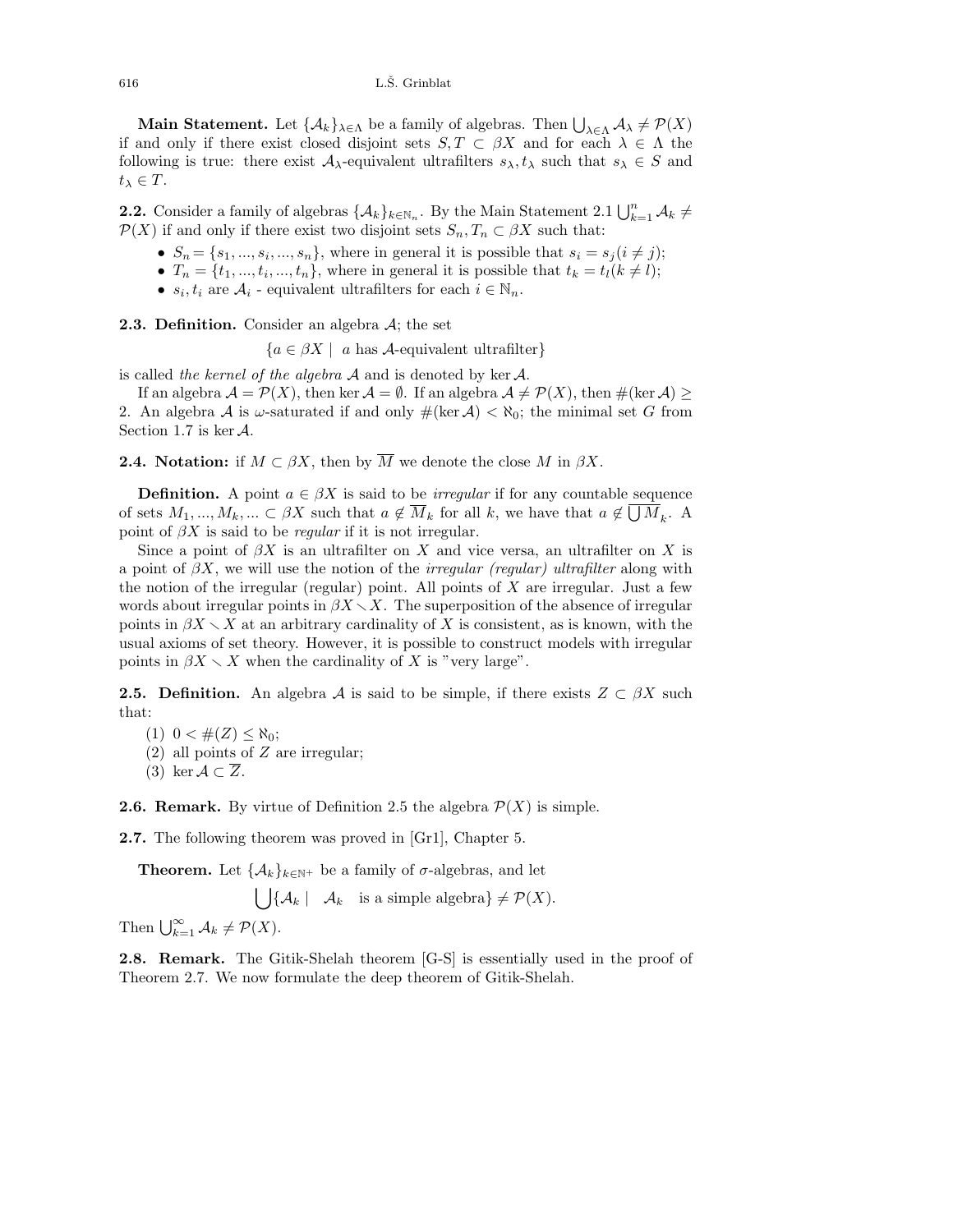**Main Statement.** Let $\{\mathcal{A}_k\}_{\lambda\in\Lambda}$ be a family of algebras. Then $\bigcup_{\lambda\in\Lambda}\mathcal{A}_\lambda \neq \mathcal{P}(X)$ if and only if there exist closed disjoint sets $S, T \subset \beta X$ and for each $\lambda \in \Lambda$ the following is true: there exist $\mathcal{A}_\lambda$-equivalent ultrafilters $s_\lambda, t_\lambda$ such that $s_\lambda \in S$ and $t_\lambda \in T$.

**2.2.** Consider a family of algebras $\{\mathcal{A}_k\}_{k\in\mathbb{N}_n}$. By the Main Statement 2.1 $\bigcup_{k=1}^n \mathcal{A}_k \neq \mathcal{P}(X)$ if and only if there exist two disjoint sets $S_n, T_n \subset \beta X$ such that:

- $S_n = \{s_1, ..., s_i, ..., s_n\}$, where in general it is possible that $s_i = s_j (i \neq j)$;
- $T_n = \{t_1, ..., t_i, ..., t_n\}$, where in general it is possible that $t_k = t_l (k \neq l)$;
- $s_i, t_i$ are $\mathcal{A}_i$ - equivalent ultrafilters for each $i \in \mathbb{N}_n$.

**2.3. Definition.** Consider an algebra $\mathcal{A}$; the set

$$\{a \in \beta X \mid \ a \text{ has } \mathcal{A}\text{-equivalent ultrafilter}\}$$

is called *the kernel of the algebra* $\mathcal{A}$ and is denoted by $\ker \mathcal{A}$.

If an algebra $\mathcal{A} = \mathcal{P}(X)$, then $\ker \mathcal{A} = \emptyset$. If an algebra $\mathcal{A} \neq \mathcal{P}(X)$, then $\#(\ker \mathcal{A}) \geq 2$. An algebra $\mathcal{A}$ is $\omega$-saturated if and only if $\#(\ker \mathcal{A}) < \aleph_0$; the minimal set $G$ from Section 1.7 is $\ker \mathcal{A}$.

**2.4. Notation:** if $M \subset \beta X$, then by $\overline{M}$ we denote the close $M$ in $\beta X$.

**Definition.** A point $a \in \beta X$ is said to be *irregular* if for any countable sequence of sets $M_1, ..., M_k, ... \subset \beta X$ such that $a \notin \overline{M}_k$ for all $k$, we have that $a \notin \overline{\bigcup M}_k$. A point of $\beta X$ is said to be *regular* if it is not irregular.

Since a point of $\beta X$ is an ultrafilter on $X$ and vice versa, an ultrafilter on $X$ is a point of $\beta X$, we will use the notion of the *irregular (regular) ultrafilter* along with the notion of the irregular (regular) point. All points of $X$ are irregular. Just a few words about irregular points in $\beta X \setminus X$. The superposition of the absence of irregular points in $\beta X \setminus X$ at an arbitrary cardinality of $X$ is consistent, as is known, with the usual axioms of set theory. However, it is possible to construct models with irregular points in $\beta X \setminus X$ when the cardinality of $X$ is "very large".

**2.5. Definition.** An algebra $\mathcal{A}$ is said to be simple, if there exists $Z \subset \beta X$ such that:

(1) $0 < \#(Z) \leq \aleph_0$;
(2) all points of $Z$ are irregular;
(3) $\ker \mathcal{A} \subset \overline{Z}$.

**2.6. Remark.** By virtue of Definition 2.5 the algebra $\mathcal{P}(X)$ is simple.

**2.7.** The following theorem was proved in [Gr1], Chapter 5.

**Theorem.** Let $\{\mathcal{A}_k\}_{k\in\mathbb{N}^+}$ be a family of $\sigma$-algebras, and let

$$\bigcup\{\mathcal{A}_k \mid \quad \mathcal{A}_k \quad \text{is a simple algebra}\} \neq \mathcal{P}(X).$$

Then $\bigcup_{k=1}^\infty \mathcal{A}_k \neq \mathcal{P}(X)$.

**2.8. Remark.** The Gitik-Shelah theorem [G-S] is essentially used in the proof of Theorem 2.7. We now formulate the deep theorem of Gitik-Shelah.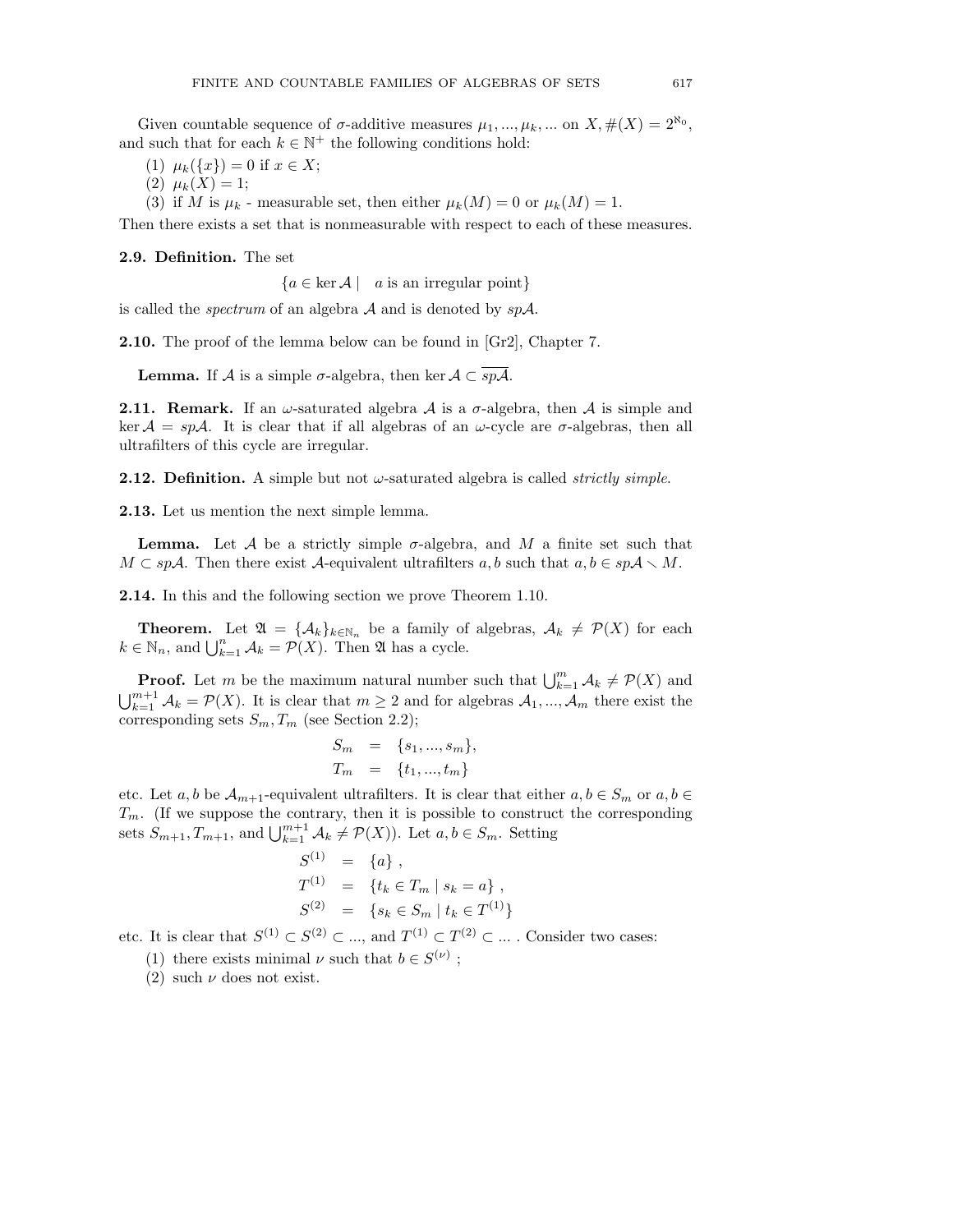Given countable sequence of $\sigma$-additive measures $\mu_1, ..., \mu_k, ...$ on $X, \#(X) = 2^{\aleph_0}$, and such that for each $k \in \mathbb{N}^+$ the following conditions hold:

(1) $\mu_k(\{x\}) = 0$ if $x \in X$;
(2) $\mu_k(X) = 1$;
(3) if $M$ is $\mu_k$ - measurable set, then either $\mu_k(M) = 0$ or $\mu_k(M) = 1$.

Then there exists a set that is nonmeasurable with respect to each of these measures.

**2.9. Definition.** The set

$$\{a \in \ker \mathcal{A} \mid \quad a \text{ is an irregular point}\}$$

is called the *spectrum* of an algebra $\mathcal{A}$ and is denoted by $sp\mathcal{A}$.

**2.10.** The proof of the lemma below can be found in [Gr2], Chapter 7.

**Lemma.** If $\mathcal{A}$ is a simple $\sigma$-algebra, then $\ker \mathcal{A} \subset \overline{sp\mathcal{A}}$.

**2.11. Remark.** If an $\omega$-saturated algebra $\mathcal{A}$ is a $\sigma$-algebra, then $\mathcal{A}$ is simple and $\ker \mathcal{A} = sp\mathcal{A}$. It is clear that if all algebras of an $\omega$-cycle are $\sigma$-algebras, then all ultrafilters of this cycle are irregular.

**2.12. Definition.** A simple but not $\omega$-saturated algebra is called *strictly simple*.

**2.13.** Let us mention the next simple lemma.

**Lemma.** Let $\mathcal{A}$ be a strictly simple $\sigma$-algebra, and $M$ a finite set such that $M \subset sp\mathcal{A}$. Then there exist $\mathcal{A}$-equivalent ultrafilters $a, b$ such that $a, b \in sp\mathcal{A} \setminus M$.

**2.14.** In this and the following section we prove Theorem 1.10.

**Theorem.** Let $\mathfrak{A} = \{\mathcal{A}_k\}_{k \in \mathbb{N}_n}$ be a family of algebras, $\mathcal{A}_k \neq \mathcal{P}(X)$ for each $k \in \mathbb{N}_n$, and $\bigcup_{k=1}^{n} \mathcal{A}_k = \mathcal{P}(X)$. Then $\mathfrak{A}$ has a cycle.

**Proof.** Let $m$ be the maximum natural number such that $\bigcup_{k=1}^{m} \mathcal{A}_k \neq \mathcal{P}(X)$ and $\bigcup_{k=1}^{m+1} \mathcal{A}_k = \mathcal{P}(X)$. It is clear that $m \geq 2$ and for algebras $\mathcal{A}_1, ..., \mathcal{A}_m$ there exist the corresponding sets $S_m, T_m$ (see Section 2.2);

$$\begin{aligned} S_m &= \{s_1, ..., s_m\}, \\ T_m &= \{t_1, ..., t_m\} \end{aligned}$$

etc. Let $a, b$ be $\mathcal{A}_{m+1}$-equivalent ultrafilters. It is clear that either $a, b \in S_m$ or $a, b \in T_m$. (If we suppose the contrary, then it is possible to construct the corresponding sets $S_{m+1}, T_{m+1}$, and $\bigcup_{k=1}^{m+1} \mathcal{A}_k \neq \mathcal{P}(X)$). Let $a, b \in S_m$. Setting

$$\begin{aligned} S^{(1)} &= \{a\} , \\ T^{(1)} &= \{t_k \in T_m \mid s_k = a\} , \\ S^{(2)} &= \{s_k \in S_m \mid t_k \in T^{(1)}\} \end{aligned}$$

etc. It is clear that $S^{(1)} \subset S^{(2)} \subset ...$, and $T^{(1)} \subset T^{(2)} \subset ...$ . Consider two cases:

(1) there exists minimal $\nu$ such that $b \in S^{(\nu)}$ ;
(2) such $\nu$ does not exist.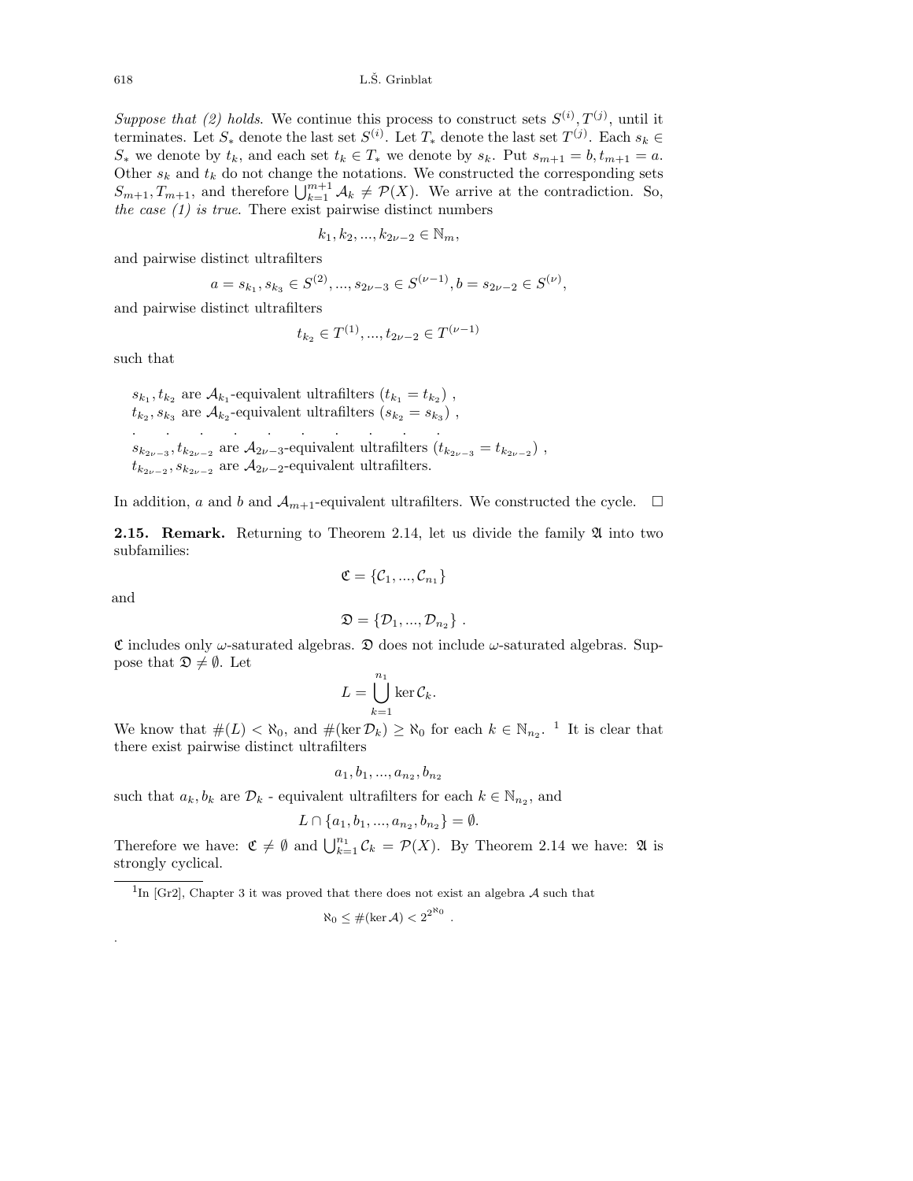*Suppose that (2) holds.* We continue this process to construct sets $S^{(i)}, T^{(j)}$, until it terminates. Let $S_*$ denote the last set $S^{(i)}$. Let $T_*$ denote the last set $T^{(j)}$. Each $s_k \in S_*$ we denote by $t_k$, and each set $t_k \in T_*$ we denote by $s_k$. Put $s_{m+1} = b, t_{m+1} = a$. Other $s_k$ and $t_k$ do not change the notations. We constructed the corresponding sets $S_{m+1}, T_{m+1}$, and therefore $\bigcup_{k=1}^{m+1} \mathcal{A}_k \neq \mathcal{P}(X)$. We arrive at the contradiction. So, *the case (1) is true.* There exist pairwise distinct numbers

$$k_1, k_2, ..., k_{2\nu-2} \in \mathbb{N}_m,$$

and pairwise distinct ultrafilters

$$a = s_{k_1}, s_{k_3} \in S^{(2)}, ..., s_{2\nu-3} \in S^{(\nu-1)}, b = s_{2\nu-2} \in S^{(\nu)},$$

and pairwise distinct ultrafilters

$$t_{k_2} \in T^{(1)}, ..., t_{2\nu-2} \in T^{(\nu-1)}$$

such that

$s_{k_1}, t_{k_2}$ are $\mathcal{A}_{k_1}$-equivalent ultrafilters $(t_{k_1} = t_{k_2})$ ,
$t_{k_2}, s_{k_3}$ are $\mathcal{A}_{k_2}$-equivalent ultrafilters $(s_{k_2} = s_{k_3})$ ,
. . . . . . . . . .
$s_{k_{2\nu-3}}, t_{k_{2\nu-2}}$ are $\mathcal{A}_{2\nu-3}$-equivalent ultrafilters $(t_{k_{2\nu-3}} = t_{k_{2\nu-2}})$ ,
$t_{k_{2\nu-2}}, s_{k_{2\nu-2}}$ are $\mathcal{A}_{2\nu-2}$-equivalent ultrafilters.

In addition, $a$ and $b$ and $\mathcal{A}_{m+1}$-equivalent ultrafilters. We constructed the cycle. □

**2.15. Remark.** Returning to Theorem 2.14, let us divide the family $\mathfrak{A}$ into two subfamilies:

$$\mathfrak{C} = \{\mathcal{C}_1, ..., \mathcal{C}_{n_1}\}$$

and

$$\mathfrak{D} = \{\mathcal{D}_1, ..., \mathcal{D}_{n_2}\} .$$

$\mathfrak{C}$ includes only $\omega$-saturated algebras. $\mathfrak{D}$ does not include $\omega$-saturated algebras. Suppose that $\mathfrak{D} \neq \emptyset$. Let

$$L = \bigcup_{k=1}^{n_1} \ker \mathcal{C}_k.$$

We know that $\#(L) < \aleph_0$, and $\#(\ker \mathcal{D}_k) \geq \aleph_0$ for each $k \in \mathbb{N}_{n_2}$. [1] It is clear that there exist pairwise distinct ultrafilters

$$a_1, b_1, ..., a_{n_2}, b_{n_2}$$

such that $a_k, b_k$ are $\mathcal{D}_k$ - equivalent ultrafilters for each $k \in \mathbb{N}_{n_2}$, and

$$L \cap \{a_1, b_1, ..., a_{n_2}, b_{n_2}\} = \emptyset.$$

Therefore we have: $\mathfrak{C} \neq \emptyset$ and $\bigcup_{k=1}^{n_1} \mathcal{C}_k = \mathcal{P}(X)$. By Theorem 2.14 we have: $\mathfrak{A}$ is strongly cyclical.

---

[1] In [Gr2], Chapter 3 it was proved that there does not exist an algebra $\mathcal{A}$ such that

$$\aleph_0 \leq \#(\ker \mathcal{A}) < 2^{2^{\aleph_0}} .$$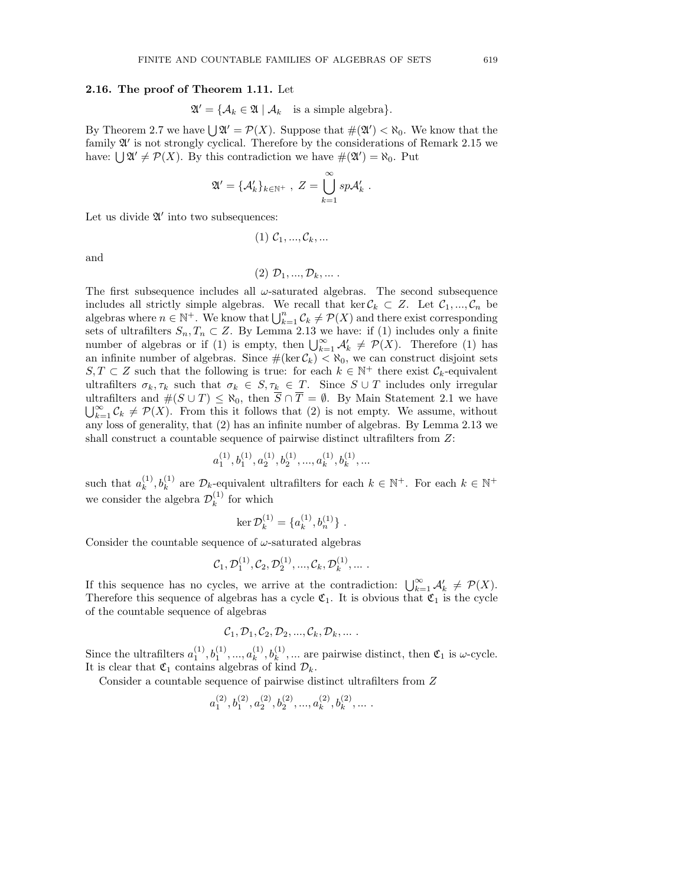**2.16. The proof of Theorem 1.11.** Let

$$\mathfrak{A}' = \{\mathcal{A}_k \in \mathfrak{A} \mid \mathcal{A}_k \quad \text{is a simple algebra}\}.$$

By Theorem 2.7 we have $\bigcup \mathfrak{A}' = \mathcal{P}(X)$. Suppose that $\#(\mathfrak{A}') < \aleph_0$. We know that the family $\mathfrak{A}'$ is not strongly cyclical. Therefore by the considerations of Remark 2.15 we have: $\bigcup \mathfrak{A}' \neq \mathcal{P}(X)$. By this contradiction we have $\#(\mathfrak{A}') = \aleph_0$. Put

$$\mathfrak{A}' = \{\mathcal{A}'_k\}_{k \in \mathbb{N}^+} \ , \ Z = \bigcup_{k=1}^{\infty} sp\mathcal{A}'_k \ .$$

Let us divide $\mathfrak{A}'$ into two subsequences:

$$(1) \ \mathcal{C}_1, ..., \mathcal{C}_k, ...$$

and

$$(2) \ \mathcal{D}_1, ..., \mathcal{D}_k, ... \ .$$

The first subsequence includes all $\omega$-saturated algebras. The second subsequence includes all strictly simple algebras. We recall that $\ker \mathcal{C}_k \subset Z$. Let $\mathcal{C}_1, ..., \mathcal{C}_n$ be algebras where $n \in \mathbb{N}^+$. We know that $\bigcup_{k=1}^{n} \mathcal{C}_k \neq \mathcal{P}(X)$ and there exist corresponding sets of ultrafilters $S_n, T_n \subset Z$. By Lemma 2.13 we have: if (1) includes only a finite number of algebras or if (1) is empty, then $\bigcup_{k=1}^{\infty} \mathcal{A}'_k \neq \mathcal{P}(X)$. Therefore (1) has an infinite number of algebras. Since $\#(\ker \mathcal{C}_k) < \aleph_0$, we can construct disjoint sets $S, T \subset Z$ such that the following is true: for each $k \in \mathbb{N}^+$ there exist $\mathcal{C}_k$-equivalent ultrafilters $\sigma_k, \tau_k$ such that $\sigma_k \in S, \tau_k \in T$. Since $S \cup T$ includes only irregular ultrafilters and $\#(S \cup T) \leq \aleph_0$, then $\overline{S} \cap \overline{T} = \emptyset$. By Main Statement 2.1 we have $\bigcup_{k=1}^{\infty} \mathcal{C}_k \neq \mathcal{P}(X)$. From this it follows that (2) is not empty. We assume, without any loss of generality, that (2) has an infinite number of algebras. By Lemma 2.13 we shall construct a countable sequence of pairwise distinct ultrafilters from $Z$:

$$a_1^{(1)}, b_1^{(1)}, a_2^{(1)}, b_2^{(1)}, ..., a_k^{(1)}, b_k^{(1)}, ...$$

such that $a_k^{(1)}, b_k^{(1)}$ are $\mathcal{D}_k$-equivalent ultrafilters for each $k \in \mathbb{N}^+$. For each $k \in \mathbb{N}^+$ we consider the algebra $\mathcal{D}_k^{(1)}$ for which

$$\ker \mathcal{D}_k^{(1)} = \{a_k^{(1)}, b_n^{(1)}\} \ .$$

Consider the countable sequence of $\omega$-saturated algebras

$$\mathcal{C}_1, \mathcal{D}_1^{(1)}, \mathcal{C}_2, \mathcal{D}_2^{(1)}, ..., \mathcal{C}_k, \mathcal{D}_k^{(1)}, ... \ .$$

If this sequence has no cycles, we arrive at the contradiction: $\bigcup_{k=1}^{\infty} \mathcal{A}'_k \neq \mathcal{P}(X)$. Therefore this sequence of algebras has a cycle $\mathfrak{C}_1$. It is obvious that $\mathfrak{C}_1$ is the cycle of the countable sequence of algebras

$$\mathcal{C}_1, \mathcal{D}_1, \mathcal{C}_2, \mathcal{D}_2, ..., \mathcal{C}_k, \mathcal{D}_k, ... \ .$$

Since the ultrafilters $a_1^{(1)}, b_1^{(1)}, ..., a_k^{(1)}, b_k^{(1)}, ...$ are pairwise distinct, then $\mathfrak{C}_1$ is $\omega$-cycle. It is clear that $\mathfrak{C}_1$ contains algebras of kind $\mathcal{D}_k$.

Consider a countable sequence of pairwise distinct ultrafilters from $Z$

$$a_1^{(2)}, b_1^{(2)}, a_2^{(2)}, b_2^{(2)}, ..., a_k^{(2)}, b_k^{(2)}, ... \ .$$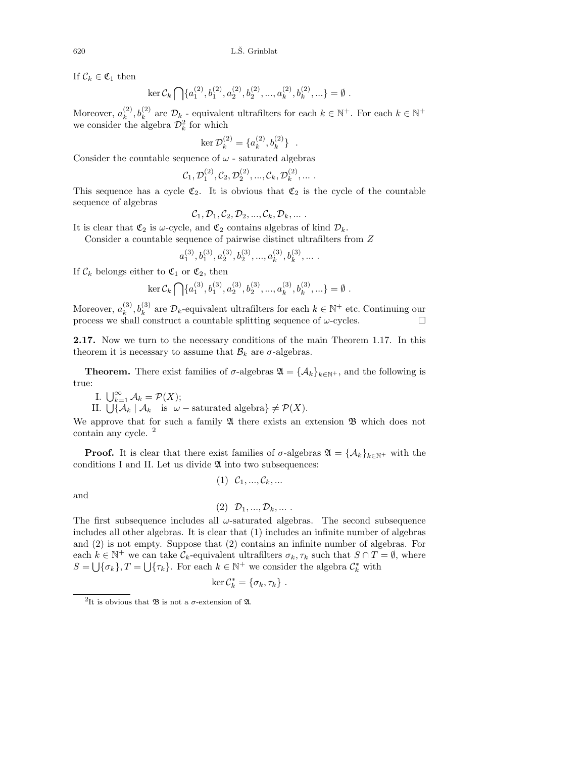If $\mathcal{C}_k \in \mathfrak{C}_1$ then

$$\ker \mathcal{C}_k \bigcap \{a_1^{(2)}, b_1^{(2)}, a_2^{(2)}, b_2^{(2)}, ..., a_k^{(2)}, b_k^{(2)}, ...\} = \emptyset \ .$$

Moreover, $a_k^{(2)}, b_k^{(2)}$ are $\mathcal{D}_k$ - equivalent ultrafilters for each $k \in \mathbb{N}^+$. For each $k \in \mathbb{N}^+$ we consider the algebra $\mathcal{D}_k^2$ for which

$$\ker \mathcal{D}_k^{(2)} = \{a_k^{(2)}, b_k^{(2)}\} \quad .$$

Consider the countable sequence of $\omega$ - saturated algebras

$$\mathcal{C}_1, \mathcal{D}_1^{(2)}, \mathcal{C}_2, \mathcal{D}_2^{(2)}, ..., \mathcal{C}_k, \mathcal{D}_k^{(2)}, ... \ .$$

This sequence has a cycle $\mathfrak{C}_2$. It is obvious that $\mathfrak{C}_2$ is the cycle of the countable sequence of algebras

$$\mathcal{C}_1, \mathcal{D}_1, \mathcal{C}_2, \mathcal{D}_2, ..., \mathcal{C}_k, \mathcal{D}_k, ... \ .$$

It is clear that $\mathfrak{C}_2$ is $\omega$-cycle, and $\mathfrak{C}_2$ contains algebras of kind $\mathcal{D}_k$.

Consider a countable sequence of pairwise distinct ultrafilters from $Z$

$$a_1^{(3)}, b_1^{(3)}, a_2^{(3)}, b_2^{(3)}, ..., a_k^{(3)}, b_k^{(3)}, ... \ .$$

If $\mathcal{C}_k$ belongs either to $\mathfrak{C}_1$ or $\mathfrak{C}_2$, then

$$\ker \mathcal{C}_k \bigcap \{a_1^{(3)}, b_1^{(3)}, a_2^{(3)}, b_2^{(3)}, ..., a_k^{(3)}, b_k^{(3)}, ...\} = \emptyset \ .$$

Moreover, $a_k^{(3)}, b_k^{(3)}$ are $\mathcal{D}_k$-equivalent ultrafilters for each $k \in \mathbb{N}^+$ etc. Continuing our process we shall construct a countable splitting sequence of $\omega$-cycles. □

**2.17.** Now we turn to the necessary conditions of the main Theorem 1.17. In this theorem it is necessary to assume that $\mathcal{B}_k$ are $\sigma$-algebras.

**Theorem.** There exist families of $\sigma$-algebras $\mathfrak{A} = \{\mathcal{A}_k\}_{k \in \mathbb{N}^+}$, and the following is true:

I. $\bigcup_{k=1}^{\infty} \mathcal{A}_k = \mathcal{P}(X)$;
II. $\bigcup \{\mathcal{A}_k \mid \mathcal{A}_k \ \text{ is } \ \omega - \text{saturated algebra}\} \neq \mathcal{P}(X)$.

We approve that for such a family $\mathfrak{A}$ there exists an extension $\mathfrak{B}$ which does not contain any cycle. [2]

**Proof.** It is clear that there exist families of $\sigma$-algebras $\mathfrak{A} = \{\mathcal{A}_k\}_{k \in \mathbb{N}^+}$ with the conditions I and II. Let us divide $\mathfrak{A}$ into two subsequences:

$$(1) \ \ \mathcal{C}_1, ..., \mathcal{C}_k, ...$$

and

$$(2) \ \ \mathcal{D}_1, ..., \mathcal{D}_k, ... \ .$$

The first subsequence includes all $\omega$-saturated algebras. The second subsequence includes all other algebras. It is clear that (1) includes an infinite number of algebras and (2) is not empty. Suppose that (2) contains an infinite number of algebras. For each $k \in \mathbb{N}^+$ we can take $\mathcal{C}_k$-equivalent ultrafilters $\sigma_k, \tau_k$ such that $S \cap T = \emptyset$, where $S = \bigcup \{\sigma_k\}, T = \bigcup \{\tau_k\}$. For each $k \in \mathbb{N}^+$ we consider the algebra $\mathcal{C}_k^*$ with

$$\ker \mathcal{C}_k^* = \{\sigma_k, \tau_k\} \ .$$

[2] It is obvious that $\mathfrak{B}$ is not a $\sigma$-extension of $\mathfrak{A}$.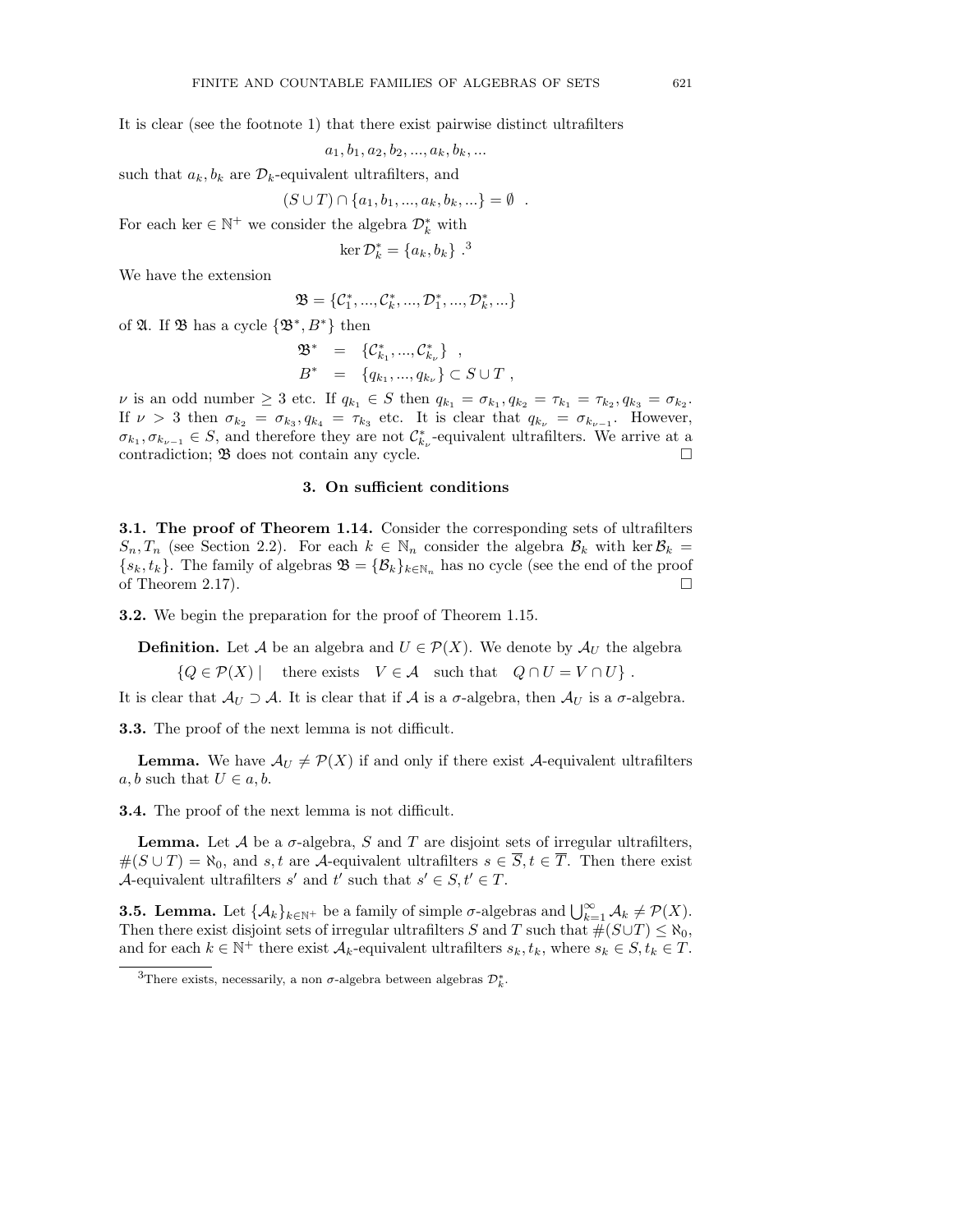It is clear (see the footnote 1) that there exist pairwise distinct ultrafilters

$$a_1, b_1, a_2, b_2, ..., a_k, b_k, ...$$

such that $a_k, b_k$ are $\mathcal{D}_k$-equivalent ultrafilters, and

$$(S \cup T) \cap \{a_1, b_1, ..., a_k, b_k, ...\} = \emptyset \ \ .$$

For each ker $\in \mathbb{N}^+$ we consider the algebra $\mathcal{D}_k^*$ with

$$\ker \mathcal{D}_k^* = \{a_k, b_k\} \ .$$[3]

We have the extension

$$\mathfrak{B} = \{\mathcal{C}_1^*, ..., \mathcal{C}_k^*, ..., \mathcal{D}_1^*, ..., \mathcal{D}_k^*, ...\}$$

of $\mathfrak{A}$. If $\mathfrak{B}$ has a cycle $\{\mathfrak{B}^*, B^*\}$ then

$$\begin{aligned}
\mathfrak{B}^* &= \{\mathcal{C}_{k_1}^*, ..., \mathcal{C}_{k_\nu}^*\} \ \ , \\
B^* &= \{q_{k_1}, ..., q_{k_\nu}\} \subset S \cup T \ ,
\end{aligned}$$

$\nu$ is an odd number $\geq 3$ etc. If $q_{k_1} \in S$ then $q_{k_1} = \sigma_{k_1}, q_{k_2} = \tau_{k_1} = \tau_{k_2}, q_{k_3} = \sigma_{k_2}$. If $\nu > 3$ then $\sigma_{k_2} = \sigma_{k_3}, q_{k_4} = \tau_{k_3}$ etc. It is clear that $q_{k_\nu} = \sigma_{k_{\nu-1}}$. However, $\sigma_{k_1}, \sigma_{k_{\nu-1}} \in S$, and therefore they are not $\mathcal{C}_{k_\nu}^*$-equivalent ultrafilters. We arrive at a contradiction; $\mathfrak{B}$ does not contain any cycle. $\square$

## 3. On sufficient conditions

**3.1. The proof of Theorem 1.14.** Consider the corresponding sets of ultrafilters $S_n, T_n$ (see Section 2.2). For each $k \in \mathbb{N}_n$ consider the algebra $\mathcal{B}_k$ with $\ker \mathcal{B}_k = \{s_k, t_k\}$. The family of algebras $\mathfrak{B} = \{\mathcal{B}_k\}_{k \in \mathbb{N}_n}$ has no cycle (see the end of the proof of Theorem 2.17). $\square$

**3.2.** We begin the preparation for the proof of Theorem 1.15.

**Definition.** Let $\mathcal{A}$ be an algebra and $U \in \mathcal{P}(X)$. We denote by $\mathcal{A}_U$ the algebra

$$\{Q \in \mathcal{P}(X) \mid \quad \text{there exists} \quad V \in \mathcal{A} \quad \text{such that} \quad Q \cap U = V \cap U\} \ .$$

It is clear that $\mathcal{A}_U \supset \mathcal{A}$. It is clear that if $\mathcal{A}$ is a $\sigma$-algebra, then $\mathcal{A}_U$ is a $\sigma$-algebra.

**3.3.** The proof of the next lemma is not difficult.

**Lemma.** We have $\mathcal{A}_U \neq \mathcal{P}(X)$ if and only if there exist $\mathcal{A}$-equivalent ultrafilters $a, b$ such that $U \in a, b$.

**3.4.** The proof of the next lemma is not difficult.

**Lemma.** Let $\mathcal{A}$ be a $\sigma$-algebra, $S$ and $T$ are disjoint sets of irregular ultrafilters, $\#(S \cup T) = \aleph_0$, and $s, t$ are $\mathcal{A}$-equivalent ultrafilters $s \in \overline{S}, t \in \overline{T}$. Then there exist $\mathcal{A}$-equivalent ultrafilters $s'$ and $t'$ such that $s' \in S, t' \in T$.

**3.5. Lemma.** Let $\{\mathcal{A}_k\}_{k \in \mathbb{N}^+}$ be a family of simple $\sigma$-algebras and $\bigcup_{k=1}^{\infty} \mathcal{A}_k \neq \mathcal{P}(X)$. Then there exist disjoint sets of irregular ultrafilters $S$ and $T$ such that $\#(S \cup T) \leq \aleph_0$, and for each $k \in \mathbb{N}^+$ there exist $\mathcal{A}_k$-equivalent ultrafilters $s_k, t_k$, where $s_k \in S, t_k \in T$.

---

[3] There exists, necessarily, a non $\sigma$-algebra between algebras $\mathcal{D}_k^*$.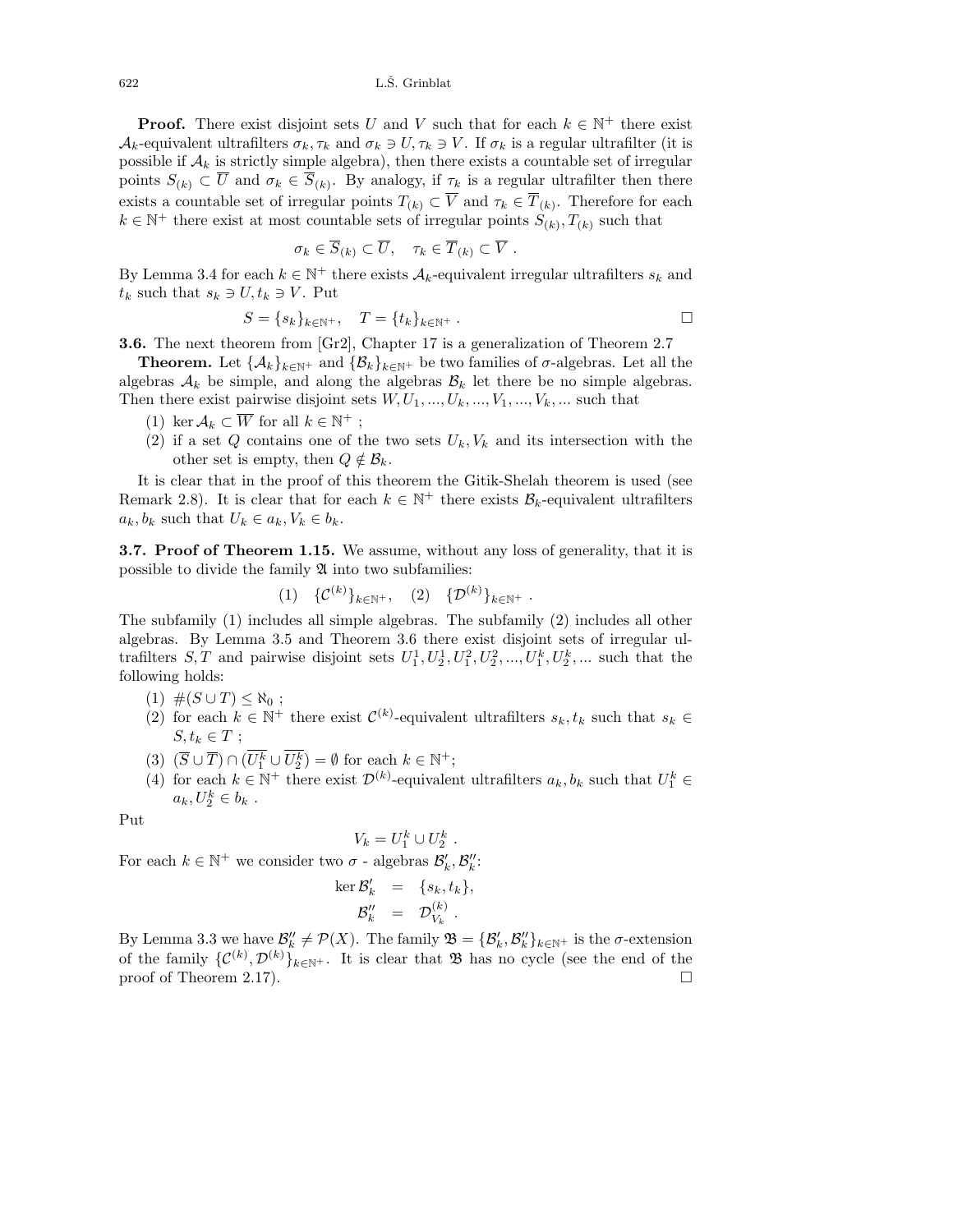**Proof.** There exist disjoint sets $U$ and $V$ such that for each $k \in \mathbb{N}^+$ there exist $\mathcal{A}_k$-equivalent ultrafilters $\sigma_k, \tau_k$ and $\sigma_k \ni U, \tau_k \ni V$. If $\sigma_k$ is a regular ultrafilter (it is possible if $\mathcal{A}_k$ is strictly simple algebra), then there exists a countable set of irregular points $S_{(k)} \subset \overline{U}$ and $\sigma_k \in \overline{S}_{(k)}$. By analogy, if $\tau_k$ is a regular ultrafilter then there exists a countable set of irregular points $T_{(k)} \subset \overline{V}$ and $\tau_k \in \overline{T}_{(k)}$. Therefore for each $k \in \mathbb{N}^+$ there exist at most countable sets of irregular points $S_{(k)}, T_{(k)}$ such that

$$\sigma_k \in \overline{S}_{(k)} \subset \overline{U}, \quad \tau_k \in \overline{T}_{(k)} \subset \overline{V} \ .$$

By Lemma 3.4 for each $k \in \mathbb{N}^+$ there exists $\mathcal{A}_k$-equivalent irregular ultrafilters $s_k$ and $t_k$ such that $s_k \ni U, t_k \ni V$. Put

$$S = \{s_k\}_{k \in \mathbb{N}^+}, \quad T = \{t_k\}_{k \in \mathbb{N}^+} \ . \qquad \square$$

**3.6.** The next theorem from [Gr2], Chapter 17 is a generalization of Theorem 2.7

**Theorem.** Let $\{\mathcal{A}_k\}_{k \in \mathbb{N}^+}$ and $\{\mathcal{B}_k\}_{k \in \mathbb{N}^+}$ be two families of $\sigma$-algebras. Let all the algebras $\mathcal{A}_k$ be simple, and along the algebras $\mathcal{B}_k$ let there be no simple algebras. Then there exist pairwise disjoint sets $W, U_1, ..., U_k, ..., V_1, ..., V_k, ...$ such that

1. $\ker \mathcal{A}_k \subset \overline{W}$ for all $k \in \mathbb{N}^+$ ;
2. if a set $Q$ contains one of the two sets $U_k, V_k$ and its intersection with the other set is empty, then $Q \notin \mathcal{B}_k$.

It is clear that in the proof of this theorem the Gitik-Shelah theorem is used (see Remark 2.8). It is clear that for each $k \in \mathbb{N}^+$ there exists $\mathcal{B}_k$-equivalent ultrafilters $a_k, b_k$ such that $U_k \in a_k, V_k \in b_k$.

**3.7. Proof of Theorem 1.15.** We assume, without any loss of generality, that it is possible to divide the family $\mathfrak{A}$ into two subfamilies:

$$(1) \quad \{\mathcal{C}^{(k)}\}_{k \in \mathbb{N}^+}, \quad (2) \quad \{\mathcal{D}^{(k)}\}_{k \in \mathbb{N}^+} \ .$$

The subfamily (1) includes all simple algebras. The subfamily (2) includes all other algebras. By Lemma 3.5 and Theorem 3.6 there exist disjoint sets of irregular ultrafilters $S, T$ and pairwise disjoint sets $U_1^1, U_2^1, U_1^2, U_2^2, ..., U_1^k, U_2^k, ...$ such that the following holds:

1. $\#(S \cup T) \leq \aleph_0$ ;
2. for each $k \in \mathbb{N}^+$ there exist $\mathcal{C}^{(k)}$-equivalent ultrafilters $s_k, t_k$ such that $s_k \in S, t_k \in T$ ;
3. $(\overline{S} \cup \overline{T}) \cap (\overline{U_1^k} \cup \overline{U_2^k}) = \emptyset$ for each $k \in \mathbb{N}^+$;
4. for each $k \in \mathbb{N}^+$ there exist $\mathcal{D}^{(k)}$-equivalent ultrafilters $a_k, b_k$ such that $U_1^k \in a_k, U_2^k \in b_k$ .

Put

$$V_k = U_1^k \cup U_2^k \ .$$

For each $k \in \mathbb{N}^+$ we consider two $\sigma$ - algebras $\mathcal{B}'_k, \mathcal{B}''_k$:

$$\begin{aligned} \ker \mathcal{B}'_k &= \{s_k, t_k\}, \\ \mathcal{B}''_k &= \mathcal{D}^{(k)}_{V_k} \ . \end{aligned}$$

By Lemma 3.3 we have $\mathcal{B}''_k \neq \mathcal{P}(X)$. The family $\mathfrak{B} = \{\mathcal{B}'_k, \mathcal{B}''_k\}_{k \in \mathbb{N}^+}$ is the $\sigma$-extension of the family $\{\mathcal{C}^{(k)}, \mathcal{D}^{(k)}\}_{k \in \mathbb{N}^+}$. It is clear that $\mathfrak{B}$ has no cycle (see the end of the proof of Theorem 2.17). $\square$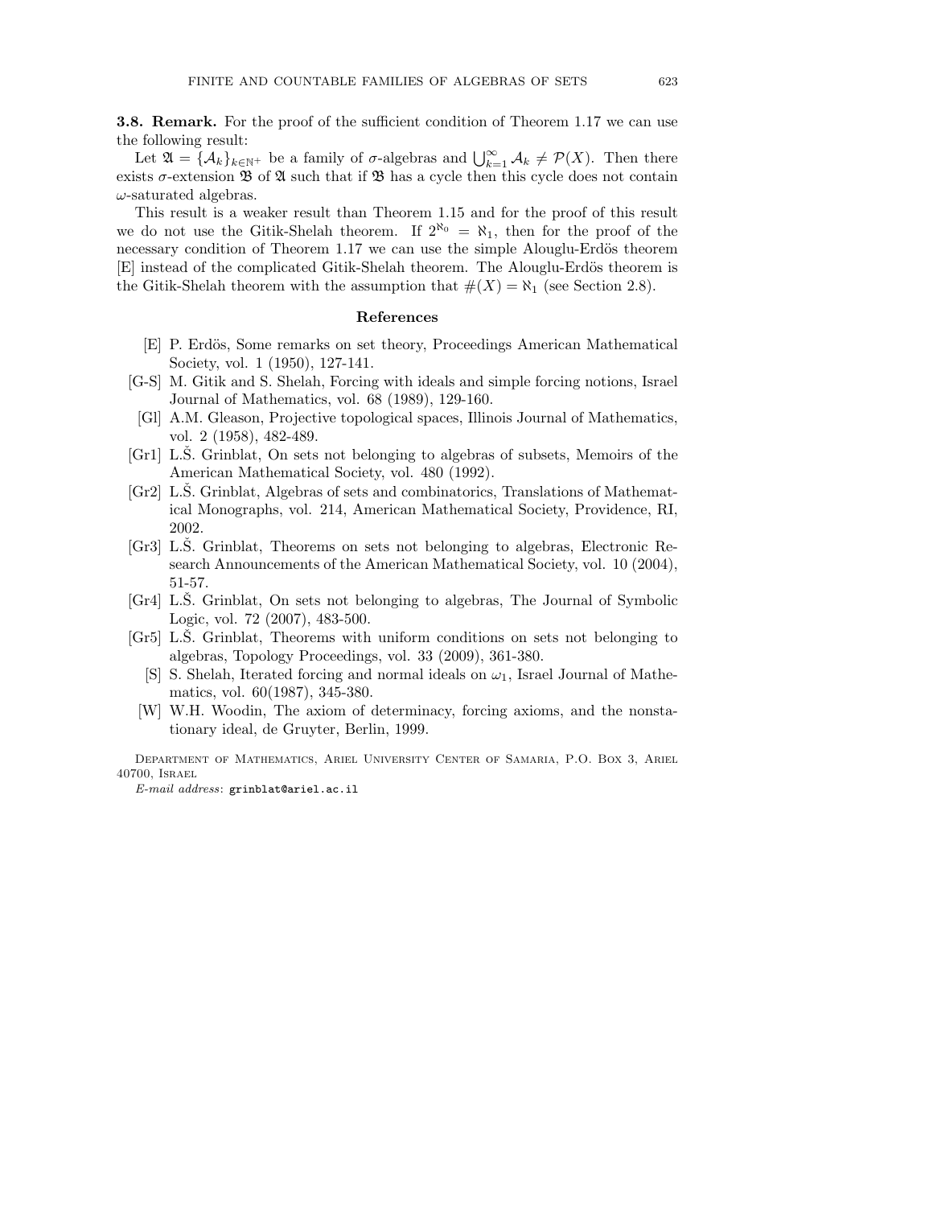**3.8. Remark.** For the proof of the sufficient condition of Theorem 1.17 we can use the following result:

Let $\mathfrak{A} = \{\mathcal{A}_k\}_{k \in \mathbb{N}^+}$ be a family of $\sigma$-algebras and $\bigcup_{k=1}^{\infty} \mathcal{A}_k \neq \mathcal{P}(X)$. Then there exists $\sigma$-extension $\mathfrak{B}$ of $\mathfrak{A}$ such that if $\mathfrak{B}$ has a cycle then this cycle does not contain $\omega$-saturated algebras.

This result is a weaker result than Theorem 1.15 and for the proof of this result we do not use the Gitik-Shelah theorem. If $2^{\aleph_0} = \aleph_1$, then for the proof of the necessary condition of Theorem 1.17 we can use the simple Alouglu-Erdös theorem [E] instead of the complicated Gitik-Shelah theorem. The Alouglu-Erdös theorem is the Gitik-Shelah theorem with the assumption that $\#(X) = \aleph_1$ (see Section 2.8).

## References

- [E] P. Erdös, Some remarks on set theory, Proceedings American Mathematical Society, vol. 1 (1950), 127-141.
- [G-S] M. Gitik and S. Shelah, Forcing with ideals and simple forcing notions, Israel Journal of Mathematics, vol. 68 (1989), 129-160.
- [Gl] A.M. Gleason, Projective topological spaces, Illinois Journal of Mathematics, vol. 2 (1958), 482-489.
- [Gr1] L.Š. Grinblat, On sets not belonging to algebras of subsets, Memoirs of the American Mathematical Society, vol. 480 (1992).
- [Gr2] L.Š. Grinblat, Algebras of sets and combinatorics, Translations of Mathematical Monographs, vol. 214, American Mathematical Society, Providence, RI, 2002.
- [Gr3] L.Š. Grinblat, Theorems on sets not belonging to algebras, Electronic Research Announcements of the American Mathematical Society, vol. 10 (2004), 51-57.
- [Gr4] L.Š. Grinblat, On sets not belonging to algebras, The Journal of Symbolic Logic, vol. 72 (2007), 483-500.
- [Gr5] L.Š. Grinblat, Theorems with uniform conditions on sets not belonging to algebras, Topology Proceedings, vol. 33 (2009), 361-380.
- [S] S. Shelah, Iterated forcing and normal ideals on $\omega_1$, Israel Journal of Mathematics, vol. 60(1987), 345-380.
- [W] W.H. Woodin, The axiom of determinacy, forcing axioms, and the nonstationary ideal, de Gruyter, Berlin, 1999.

Department of Mathematics, Ariel University Center of Samaria, P.O. Box 3, Ariel 40700, Israel

*E-mail address*: grinblat@ariel.ac.il